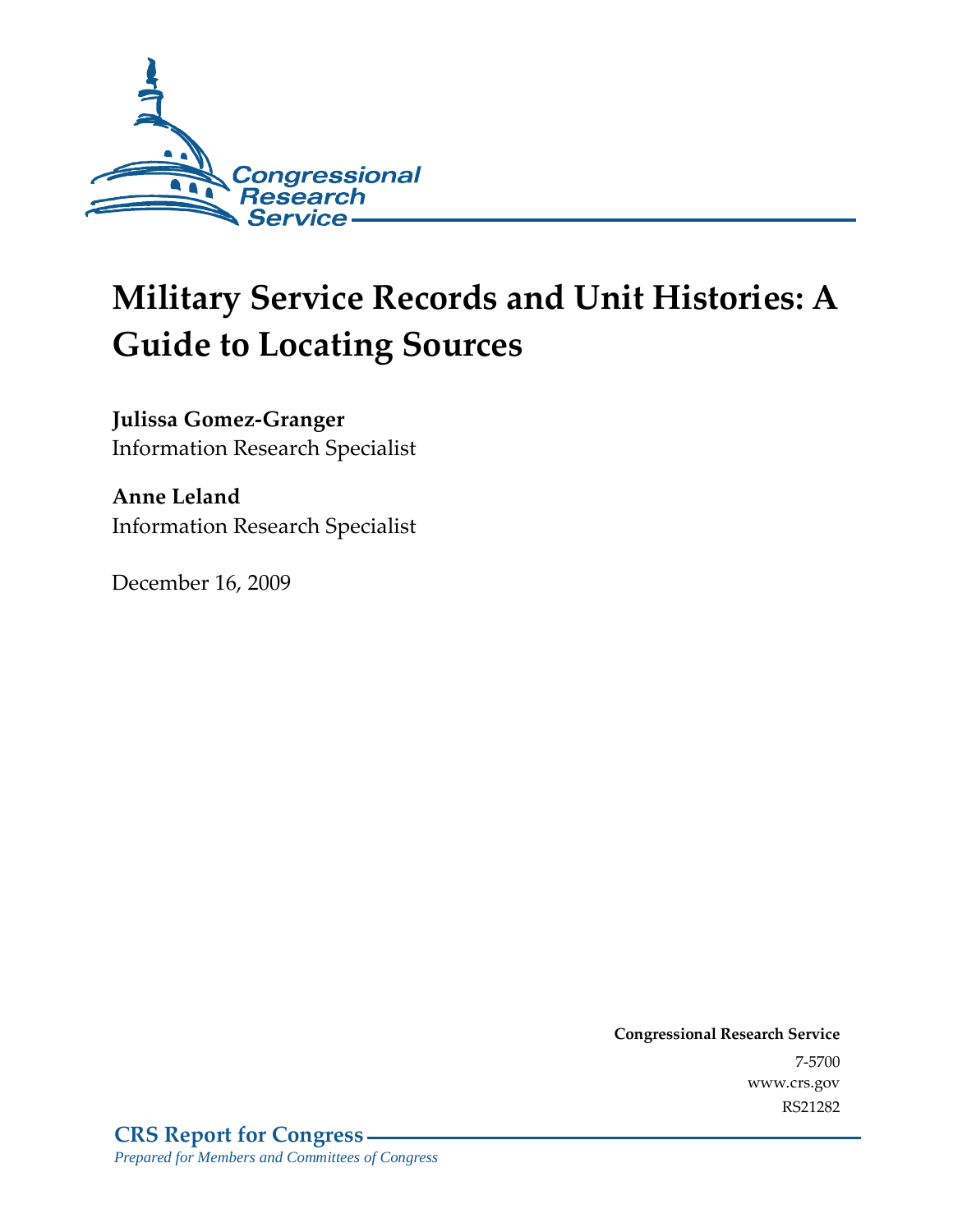Congressional Research Service

# Military Service Records and Unit Histories: A Guide to Locating Sources

**Julissa Gomez-Granger**
Information Research Specialist

**Anne Leland**
Information Research Specialist

December 16, 2009

**Congressional Research Service**
7-5700
www.crs.gov
RS21282

**CRS Report for Congress**
*Prepared for Members and Committees of Congress*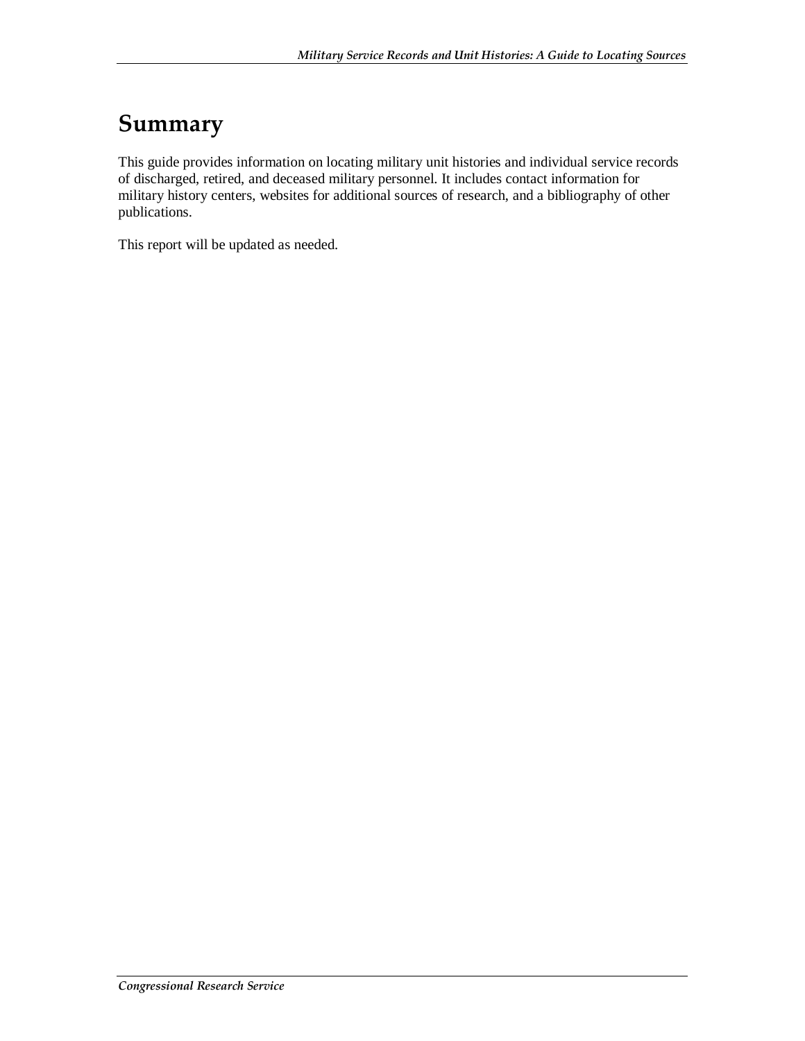## Summary

This guide provides information on locating military unit histories and individual service records of discharged, retired, and deceased military personnel. It includes contact information for military history centers, websites for additional sources of research, and a bibliography of other publications.

This report will be updated as needed.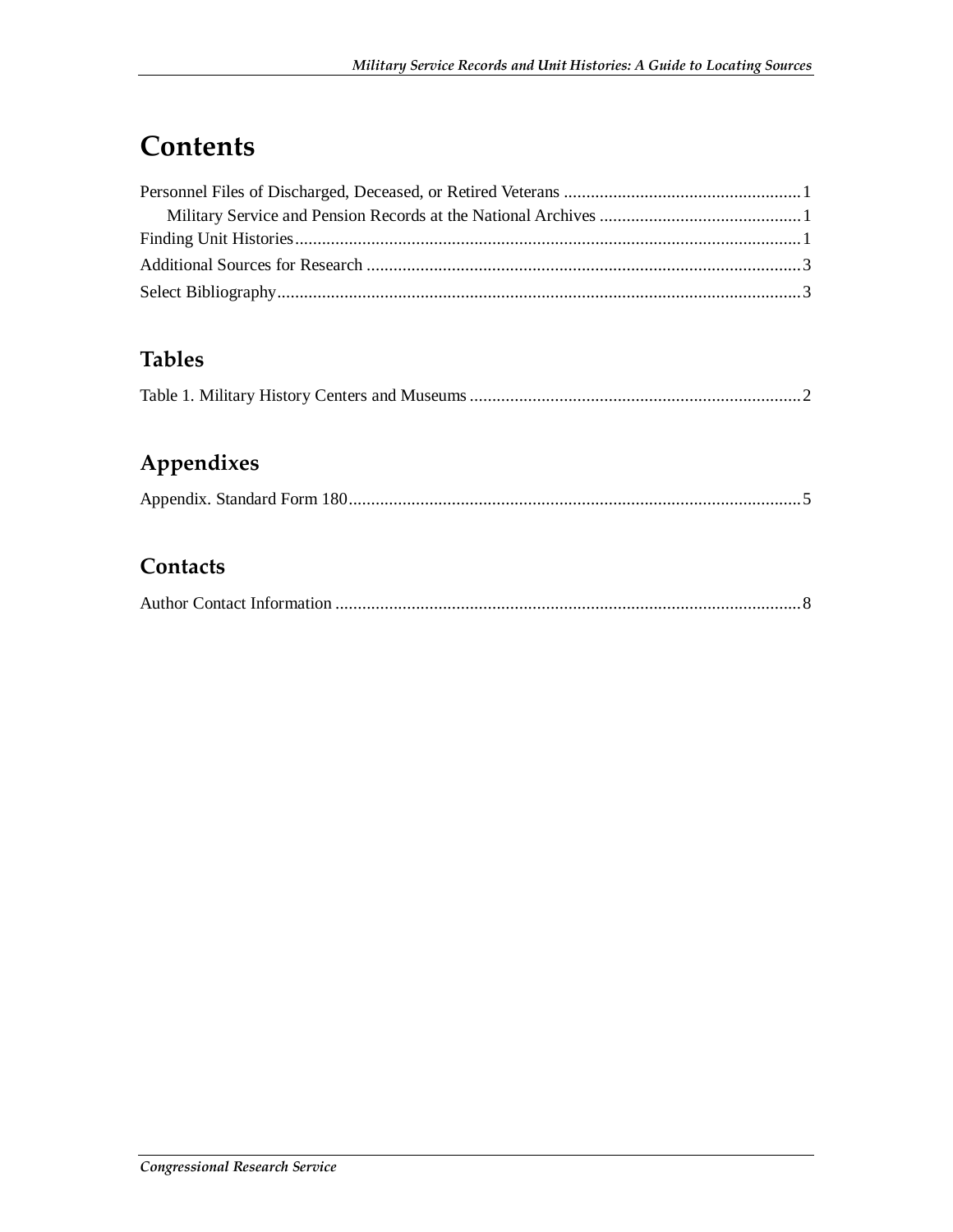# Contents

Personnel Files of Discharged, Deceased, or Retired Veterans ..................................................... 1

Military Service and Pension Records at the National Archives ............................................. 1

Finding Unit Histories ................................................................................................................. 1

Additional Sources for Research ................................................................................................. 3

Select Bibliography ..................................................................................................................... 3

## Tables

Table 1. Military History Centers and Museums .......................................................................... 2

## Appendixes

Appendix. Standard Form 180 ..................................................................................................... 5

## Contacts

Author Contact Information ........................................................................................................ 8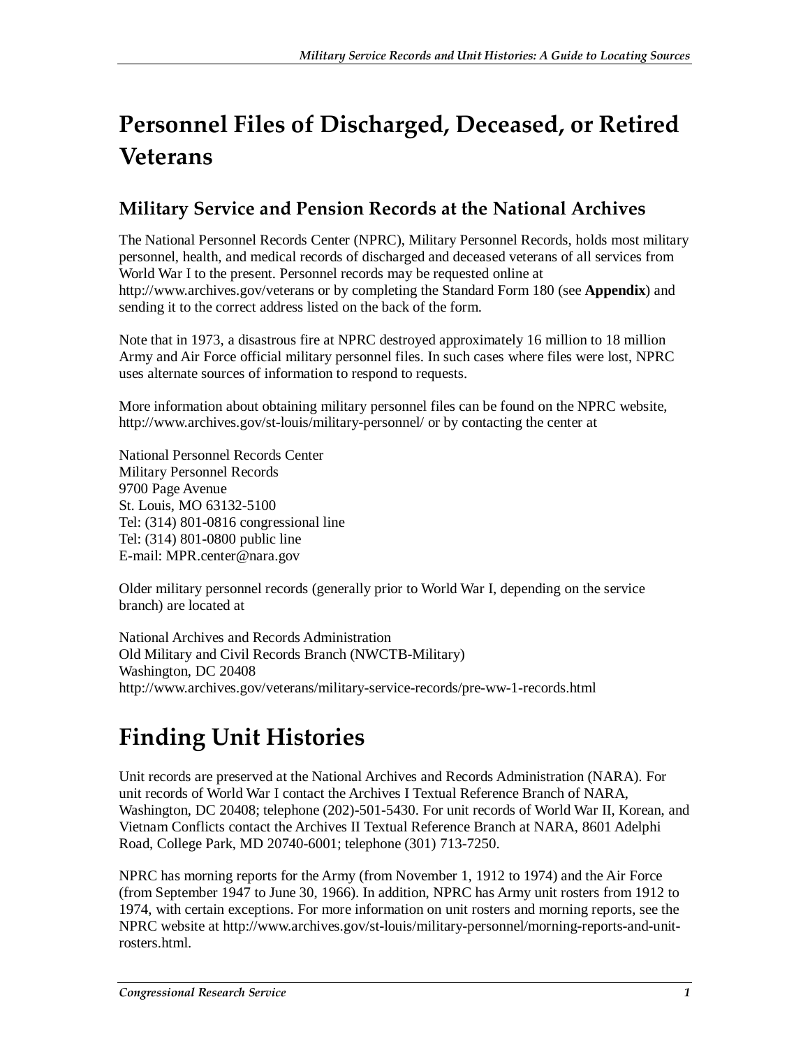# Personnel Files of Discharged, Deceased, or Retired Veterans

## Military Service and Pension Records at the National Archives

The National Personnel Records Center (NPRC), Military Personnel Records, holds most military personnel, health, and medical records of discharged and deceased veterans of all services from World War I to the present. Personnel records may be requested online at http://www.archives.gov/veterans or by completing the Standard Form 180 (see **Appendix**) and sending it to the correct address listed on the back of the form.

Note that in 1973, a disastrous fire at NPRC destroyed approximately 16 million to 18 million Army and Air Force official military personnel files. In such cases where files were lost, NPRC uses alternate sources of information to respond to requests.

More information about obtaining military personnel files can be found on the NPRC website, http://www.archives.gov/st-louis/military-personnel/ or by contacting the center at

National Personnel Records Center
Military Personnel Records
9700 Page Avenue
St. Louis, MO 63132-5100
Tel: (314) 801-0816 congressional line
Tel: (314) 801-0800 public line
E-mail: MPR.center@nara.gov

Older military personnel records (generally prior to World War I, depending on the service branch) are located at

National Archives and Records Administration
Old Military and Civil Records Branch (NWCTB-Military)
Washington, DC 20408
http://www.archives.gov/veterans/military-service-records/pre-ww-1-records.html

# Finding Unit Histories

Unit records are preserved at the National Archives and Records Administration (NARA). For unit records of World War I contact the Archives I Textual Reference Branch of NARA, Washington, DC 20408; telephone (202)-501-5430. For unit records of World War II, Korean, and Vietnam Conflicts contact the Archives II Textual Reference Branch at NARA, 8601 Adelphi Road, College Park, MD 20740-6001; telephone (301) 713-7250.

NPRC has morning reports for the Army (from November 1, 1912 to 1974) and the Air Force (from September 1947 to June 30, 1966). In addition, NPRC has Army unit rosters from 1912 to 1974, with certain exceptions. For more information on unit rosters and morning reports, see the NPRC website at http://www.archives.gov/st-louis/military-personnel/morning-reports-and-unit-rosters.html.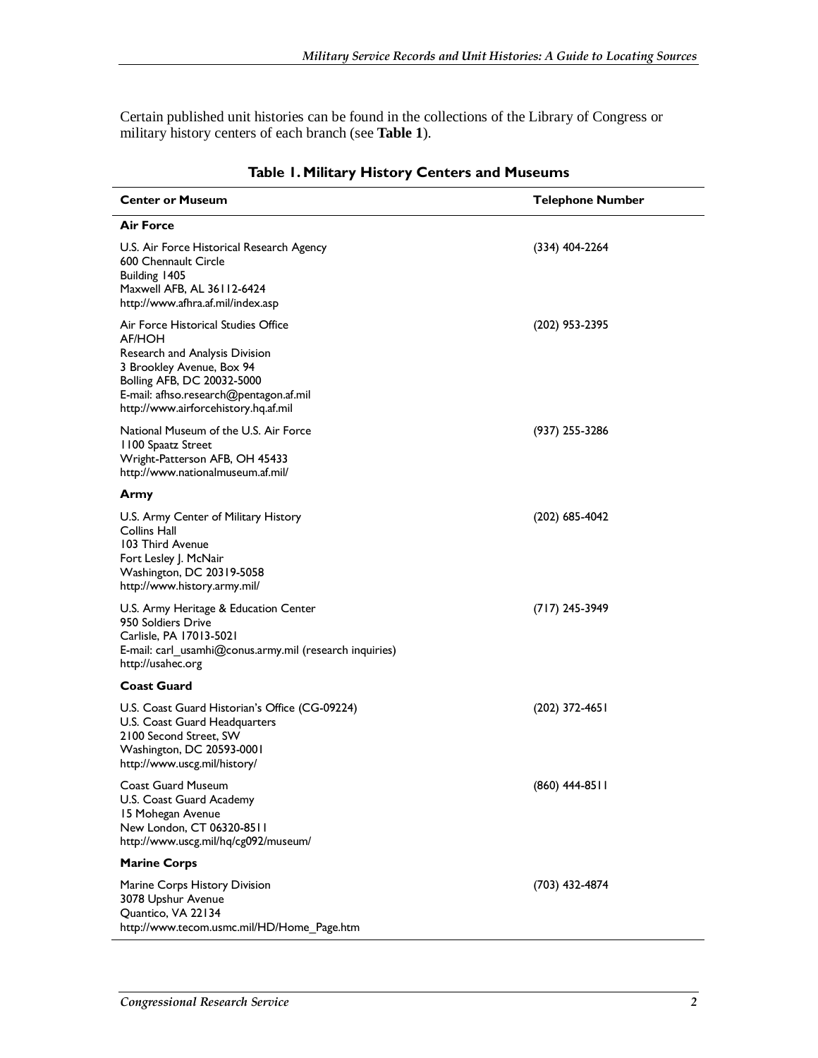Certain published unit histories can be found in the collections of the Library of Congress or military history centers of each branch (see **Table 1**).

**Table 1. Military History Centers and Museums**

| Center or Museum | Telephone Number |
|---|---|
| **Air Force** | |
| U.S. Air Force Historical Research Agency<br>600 Chennault Circle<br>Building 1405<br>Maxwell AFB, AL 36112-6424<br>http://www.afhra.af.mil/index.asp | (334) 404-2264 |
| Air Force Historical Studies Office<br>AF/HOH<br>Research and Analysis Division<br>3 Brookley Avenue, Box 94<br>Bolling AFB, DC 20032-5000<br>E-mail: afhso.research@pentagon.af.mil<br>http://www.airforcehistory.hq.af.mil | (202) 953-2395 |
| National Museum of the U.S. Air Force<br>1100 Spaatz Street<br>Wright-Patterson AFB, OH 45433<br>http://www.nationalmuseum.af.mil/ | (937) 255-3286 |
| **Army** | |
| U.S. Army Center of Military History<br>Collins Hall<br>103 Third Avenue<br>Fort Lesley J. McNair<br>Washington, DC 20319-5058<br>http://www.history.army.mil/ | (202) 685-4042 |
| U.S. Army Heritage & Education Center<br>950 Soldiers Drive<br>Carlisle, PA 17013-5021<br>E-mail: carl_usamhi@conus.army.mil (research inquiries)<br>http://usahec.org | (717) 245-3949 |
| **Coast Guard** | |
| U.S. Coast Guard Historian's Office (CG-09224)<br>U.S. Coast Guard Headquarters<br>2100 Second Street, SW<br>Washington, DC 20593-0001<br>http://www.uscg.mil/history/ | (202) 372-4651 |
| Coast Guard Museum<br>U.S. Coast Guard Academy<br>15 Mohegan Avenue<br>New London, CT 06320-8511<br>http://www.uscg.mil/hq/cg092/museum/ | (860) 444-8511 |
| **Marine Corps** | |
| Marine Corps History Division<br>3078 Upshur Avenue<br>Quantico, VA 22134<br>http://www.tecom.usmc.mil/HD/Home_Page.htm | (703) 432-4874 |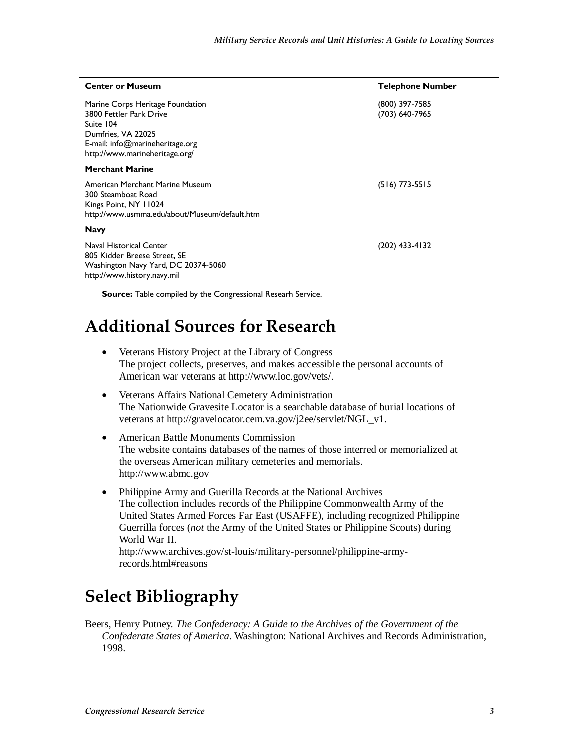| Center or Museum | Telephone Number |
| --- | --- |
| Marine Corps Heritage Foundation<br>3800 Fettler Park Drive<br>Suite 104<br>Dumfries, VA 22025<br>E-mail: info@marineheritage.org<br>http://www.marineheritage.org/ | (800) 397-7585<br>(703) 640-7965 |
| **Merchant Marine** | |
| American Merchant Marine Museum<br>300 Steamboat Road<br>Kings Point, NY 11024<br>http://www.usmma.edu/about/Museum/default.htm | (516) 773-5515 |
| **Navy** | |
| Naval Historical Center<br>805 Kidder Breese Street, SE<br>Washington Navy Yard, DC 20374-5060<br>http://www.history.navy.mil | (202) 433-4132 |

**Source:** Table compiled by the Congressional Researh Service.

# Additional Sources for Research

- Veterans History Project at the Library of Congress
  The project collects, preserves, and makes accessible the personal accounts of American war veterans at http://www.loc.gov/vets/.
- Veterans Affairs National Cemetery Administration
  The Nationwide Gravesite Locator is a searchable database of burial locations of veterans at http://gravelocator.cem.va.gov/j2ee/servlet/NGL_v1.
- American Battle Monuments Commission
  The website contains databases of the names of those interred or memorialized at the overseas American military cemeteries and memorials.
  http://www.abmc.gov
- Philippine Army and Guerilla Records at the National Archives
  The collection includes records of the Philippine Commonwealth Army of the United States Armed Forces Far East (USAFFE), including recognized Philippine Guerrilla forces (*not* the Army of the United States or Philippine Scouts) during World War II.
  http://www.archives.gov/st-louis/military-personnel/philippine-army-records.html#reasons

# Select Bibliography

Beers, Henry Putney. *The Confederacy: A Guide to the Archives of the Government of the Confederate States of America*. Washington: National Archives and Records Administration, 1998.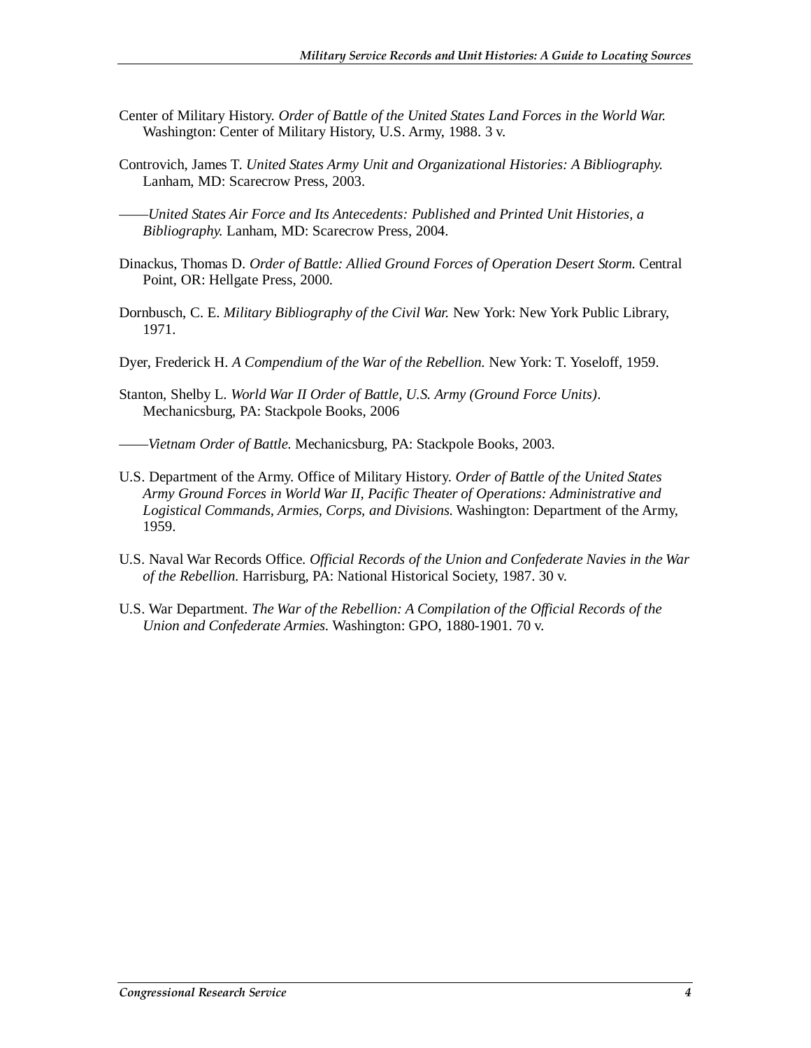Center of Military History. *Order of Battle of the United States Land Forces in the World War.* Washington: Center of Military History, U.S. Army, 1988. 3 v.

Controvich, James T. *United States Army Unit and Organizational Histories: A Bibliography.* Lanham, MD: Scarecrow Press, 2003.

——*United States Air Force and Its Antecedents: Published and Printed Unit Histories, a Bibliography.* Lanham, MD: Scarecrow Press, 2004.

Dinackus, Thomas D. *Order of Battle: Allied Ground Forces of Operation Desert Storm.* Central Point, OR: Hellgate Press, 2000.

Dornbusch, C. E. *Military Bibliography of the Civil War.* New York: New York Public Library, 1971.

Dyer, Frederick H. *A Compendium of the War of the Rebellion.* New York: T. Yoseloff, 1959.

Stanton, Shelby L. *World War II Order of Battle, U.S. Army (Ground Force Units)*. Mechanicsburg, PA: Stackpole Books, 2006

——*Vietnam Order of Battle.* Mechanicsburg, PA: Stackpole Books, 2003.

U.S. Department of the Army. Office of Military History. *Order of Battle of the United States Army Ground Forces in World War II, Pacific Theater of Operations: Administrative and Logistical Commands, Armies, Corps, and Divisions.* Washington: Department of the Army, 1959.

U.S. Naval War Records Office. *Official Records of the Union and Confederate Navies in the War of the Rebellion.* Harrisburg, PA: National Historical Society, 1987. 30 v.

U.S. War Department. *The War of the Rebellion: A Compilation of the Official Records of the Union and Confederate Armies.* Washington: GPO, 1880-1901. 70 v.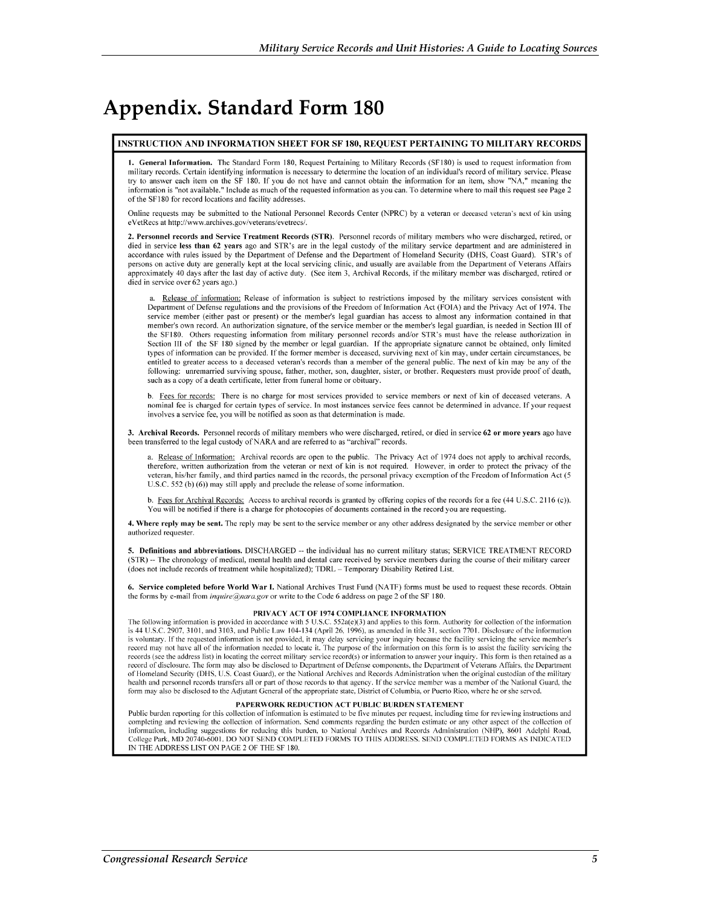# Appendix. Standard Form 180

## INSTRUCTION AND INFORMATION SHEET FOR SF 180, REQUEST PERTAINING TO MILITARY RECORDS

**1. General Information.** The Standard Form 180, Request Pertaining to Military Records (SF180) is used to request information from military records. Certain identifying information is necessary to determine the location of an individual's record of military service. Please try to answer each item on the SF 180. If you do not have and cannot obtain the information for an item, show "NA," meaning the information is "not available." Include as much of the requested information as you can. To determine where to mail this request see Page 2 of the SF180 for record locations and facility addresses.

Online requests may be submitted to the National Personnel Records Center (NPRC) by a veteran or deceased veteran's next of kin using eVetRecs at http://www.archives.gov/veterans/evetrecs/.

**2. Personnel records and Service Treatment Records (STR).** Personnel records of military members who were discharged, retired, or died in service **less than 62 years** ago and STR's are in the legal custody of the military service department and are administered in accordance with rules issued by the Department of Defense and the Department of Homeland Security (DHS, Coast Guard). STR's of persons on active duty are generally kept at the local servicing clinic, and usually are available from the Department of Veterans Affairs approximately 40 days after the last day of active duty. (See item 3, Archival Records, if the military member was discharged, retired or died in service over 62 years ago.)

a. Release of information: Release of information is subject to restrictions imposed by the military services consistent with Department of Defense regulations and the provisions of the Freedom of Information Act (FOIA) and the Privacy Act of 1974. The service member (either past or present) or the member's legal guardian has access to almost any information contained in that member's own record. An authorization signature, of the service member or the member's legal guardian, is needed in Section III of the SF180. Others requesting information from military personnel records and/or STR's must have the release authorization in Section III of the SF 180 signed by the member or legal guardian. If the appropriate signature cannot be obtained, only limited types of information can be provided. If the former member is deceased, surviving next of kin may, under certain circumstances, be entitled to greater access to a deceased veteran's records than a member of the general public. The next of kin may be any of the following: unremarried surviving spouse, father, mother, son, daughter, sister, or brother. Requesters must provide proof of death, such as a copy of a death certificate, letter from funeral home or obituary.

b. Fees for records: There is no charge for most services provided to service members or next of kin of deceased veterans. A nominal fee is charged for certain types of service. In most instances service fees cannot be determined in advance. If your request involves a service fee, you will be notified as soon as that determination is made.

**3. Archival Records.** Personnel records of military members who were discharged, retired, or died in service **62 or more years** ago have been transferred to the legal custody of NARA and are referred to as "archival" records.

a. Release of Information: Archival records are open to the public. The Privacy Act of 1974 does not apply to archival records, therefore, written authorization from the veteran or next of kin is not required. However, in order to protect the privacy of the veteran, his/her family, and third parties named in the records, the personal privacy exemption of the Freedom of Information Act (5 U.S.C. 552 (b) (6)) may still apply and preclude the release of some information.

b. Fees for Archival Records: Access to archival records is granted by offering copies of the records for a fee (44 U.S.C. 2116 (c)). You will be notified if there is a charge for photocopies of documents contained in the record you are requesting.

**4. Where reply may be sent.** The reply may be sent to the service member or any other address designated by the service member or other authorized requester.

**5. Definitions and abbreviations.** DISCHARGED -- the individual has no current military status; SERVICE TREATMENT RECORD (STR) -- The chronology of medical, mental health and dental care received by service members during the course of their military career (does not include records of treatment while hospitalized); TDRL – Temporary Disability Retired List.

**6. Service completed before World War I.** National Archives Trust Fund (NATF) forms must be used to request these records. Obtain the forms by e-mail from *inquire@nara.gov* or write to the Code 6 address on page 2 of the SF 180.

### PRIVACY ACT OF 1974 COMPLIANCE INFORMATION

The following information is provided in accordance with 5 U.S.C. 552a(e)(3) and applies to this form. Authority for collection of the information is 44 U.S.C. 2907, 3101, and 3103, and Public Law 104-134 (April 26, 1996), as amended in title 31, section 7701. Disclosure of the information is voluntary. If the requested information is not provided, it may delay servicing your inquiry because the facility servicing the service member's record may not have all of the information needed to locate it. The purpose of the information on this form is to assist the facility servicing the records (see the address list) in locating the correct military service record(s) or information to answer your inquiry. This form is then retained as a record of disclosure. The form may also be disclosed to Department of Defense components, the Department of Veterans Affairs, the Department of Homeland Security (DHS, U.S. Coast Guard), or the National Archives and Records Administration when the original custodian of the military health and personnel records transfers all or part of those records to that agency. If the service member was a member of the National Guard, the form may also be disclosed to the Adjutant General of the appropriate state, District of Columbia, or Puerto Rico, where he or she served.

### PAPERWORK REDUCTION ACT PUBLIC BURDEN STATEMENT

Public burden reporting for this collection of information is estimated to be five minutes per request, including time for reviewing instructions and completing and reviewing the collection of information. Send comments regarding the burden estimate or any other aspect of the collection of information, including suggestions for reducing this burden, to National Archives and Records Administration (NHP), 8601 Adelphi Road, College Park, MD 20740-6001. DO NOT SEND COMPLETED FORMS TO THIS ADDRESS. SEND COMPLETED FORMS AS INDICATED IN THE ADDRESS LIST ON PAGE 2 OF THE SF 180.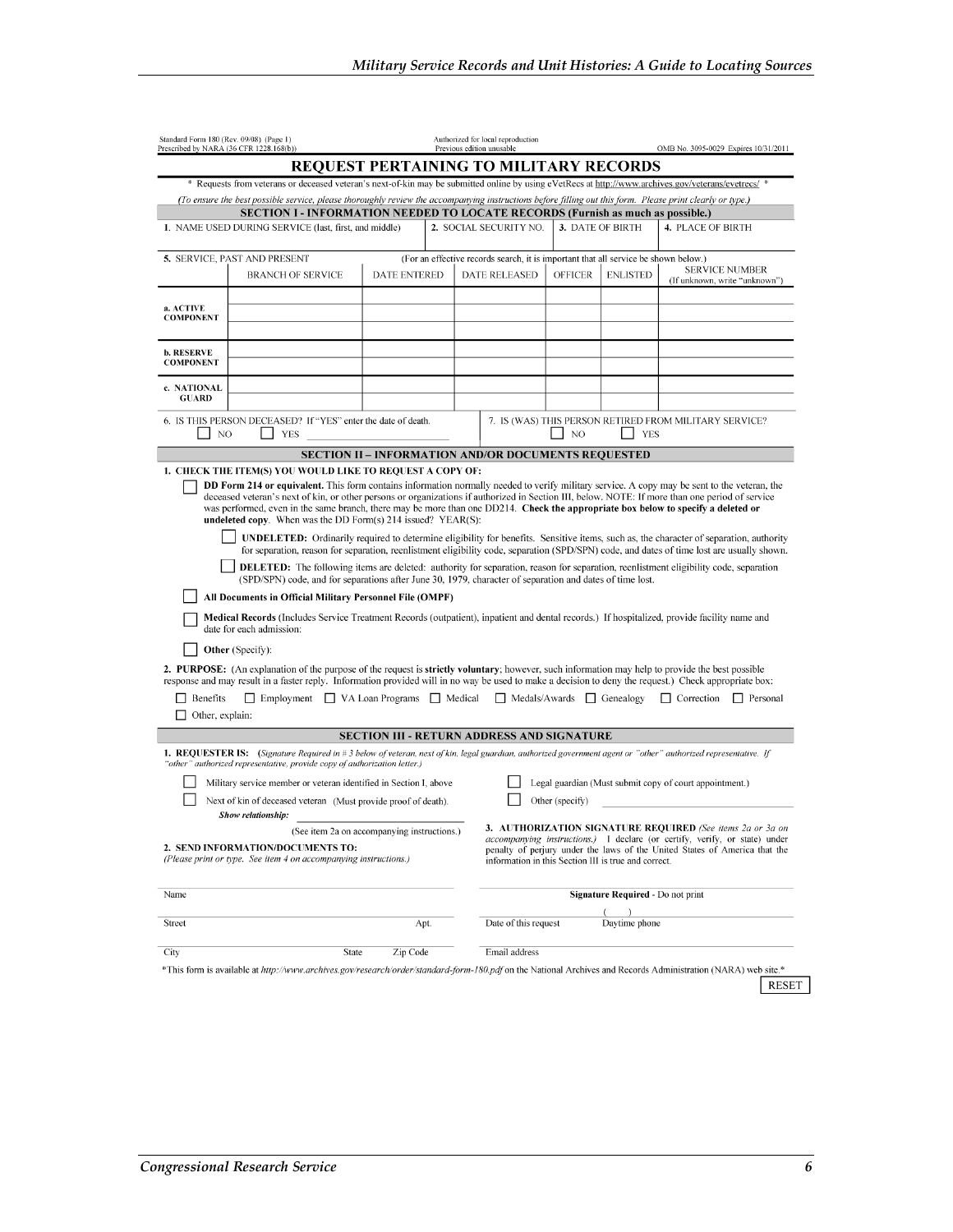Standard Form 180 (Rev. 09/08) (Page 1)
Prescribed by NARA (36 CFR 1228.168(b))

Authorized for local reproduction
Previous edition unusable

OMB No. 3095-0029 Expires 10/31/2011

# REQUEST PERTAINING TO MILITARY RECORDS

\* Requests from veterans or deceased veteran's next-of-kin may be submitted online by using eVetRecs at http://www.archives.gov/veterans/evetrecs/ \*

*(To ensure the best possible service, please thoroughly review the accompanying instructions before filling out this form. Please print clearly or type.)*

## SECTION I - INFORMATION NEEDED TO LOCATE RECORDS (Furnish as much as possible.)

| 1. NAME USED DURING SERVICE (last, first, and middle) | 2. SOCIAL SECURITY NO. | 3. DATE OF BIRTH | 4. PLACE OF BIRTH |
|---|---|---|---|
| | | | |

5. SERVICE, PAST AND PRESENT (For an effective records search, it is important that all service be shown below.)

| | BRANCH OF SERVICE | DATE ENTERED | DATE RELEASED | OFFICER | ENLISTED | SERVICE NUMBER (If unknown, write "unknown") |
|---|---|---|---|---|---|---|
| a. ACTIVE COMPONENT | | | | | | |
| | | | | | | |
| | | | | | | |
| b. RESERVE COMPONENT | | | | | | |
| | | | | | | |
| c. NATIONAL GUARD | | | | | | |
| | | | | | | |

6. IS THIS PERSON DECEASED? If "YES" enter the date of death.
☐ NO ☐ YES ________

7. IS (WAS) THIS PERSON RETIRED FROM MILITARY SERVICE?
☐ NO ☐ YES

## SECTION II – INFORMATION AND/OR DOCUMENTS REQUESTED

**1. CHECK THE ITEM(S) YOU WOULD LIKE TO REQUEST A COPY OF:**

☐ **DD Form 214 or equivalent.** This form contains information normally needed to verify military service. A copy may be sent to the veteran, the deceased veteran's next of kin, or other persons or organizations if authorized in Section III, below. NOTE: If more than one period of service was performed, even in the same branch, there may be more than one DD214. **Check the appropriate box below to specify a deleted or undeleted copy**. When was the DD Form(s) 214 issued? YEAR(S):

☐ **UNDELETED:** Ordinarily required to determine eligibility for benefits. Sensitive items, such as, the character of separation, authority for separation, reason for separation, reenlistment eligibility code, separation (SPD/SPN) code, and dates of time lost are usually shown.

☐ **DELETED:** The following items are deleted: authority for separation, reason for separation, reenlistment eligibility code, separation (SPD/SPN) code, and for separations after June 30, 1979, character of separation and dates of time lost.

☐ **All Documents in Official Military Personnel File (OMPF)**

☐ **Medical Records** (Includes Service Treatment Records (outpatient), inpatient and dental records.) If hospitalized, provide facility name and date for each admission:

☐ **Other** (Specify):

**2. PURPOSE:** (An explanation of the purpose of the request is **strictly voluntary**; however, such information may help to provide the best possible response and may result in a faster reply. Information provided will in no way be used to make a decision to deny the request.) Check appropriate box:

☐ Benefits ☐ Employment ☐ VA Loan Programs ☐ Medical ☐ Medals/Awards ☐ Genealogy ☐ Correction ☐ Personal

☐ Other, explain:

## SECTION III - RETURN ADDRESS AND SIGNATURE

**1. REQUESTER IS:** *(Signature Required in # 3 below of veteran, next of kin, legal guardian, authorized government agent or "other" authorized representative. If "other" authorized representative, provide copy of authorization letter.)*

☐ Military service member or veteran identified in Section I, above

☐ Next of kin of deceased veteran (Must provide proof of death).
***Show relationship:*** ________
(See item 2a on accompanying instructions.)

☐ Legal guardian (Must submit copy of court appointment.)

☐ Other (specify) ________

**2. SEND INFORMATION/DOCUMENTS TO:**
*(Please print or type. See item 4 on accompanying instructions.)*

Name ________

Street ________ Apt. ________

City ________ State ________ Zip Code ________

**3. AUTHORIZATION SIGNATURE REQUIRED** *(See items 2a or 3a on accompanying instructions.)* I declare (or certify, verify, or state) under penalty of perjury under the laws of the United States of America that the information in this Section III is true and correct.

**Signature Required** - Do not print

Date of this request ________ ( ) Daytime phone ________

Email address ________

\*This form is available at *http://www.archives.gov/research/order/standard-form-180.pdf* on the National Archives and Records Administration (NARA) web site.\*

RESET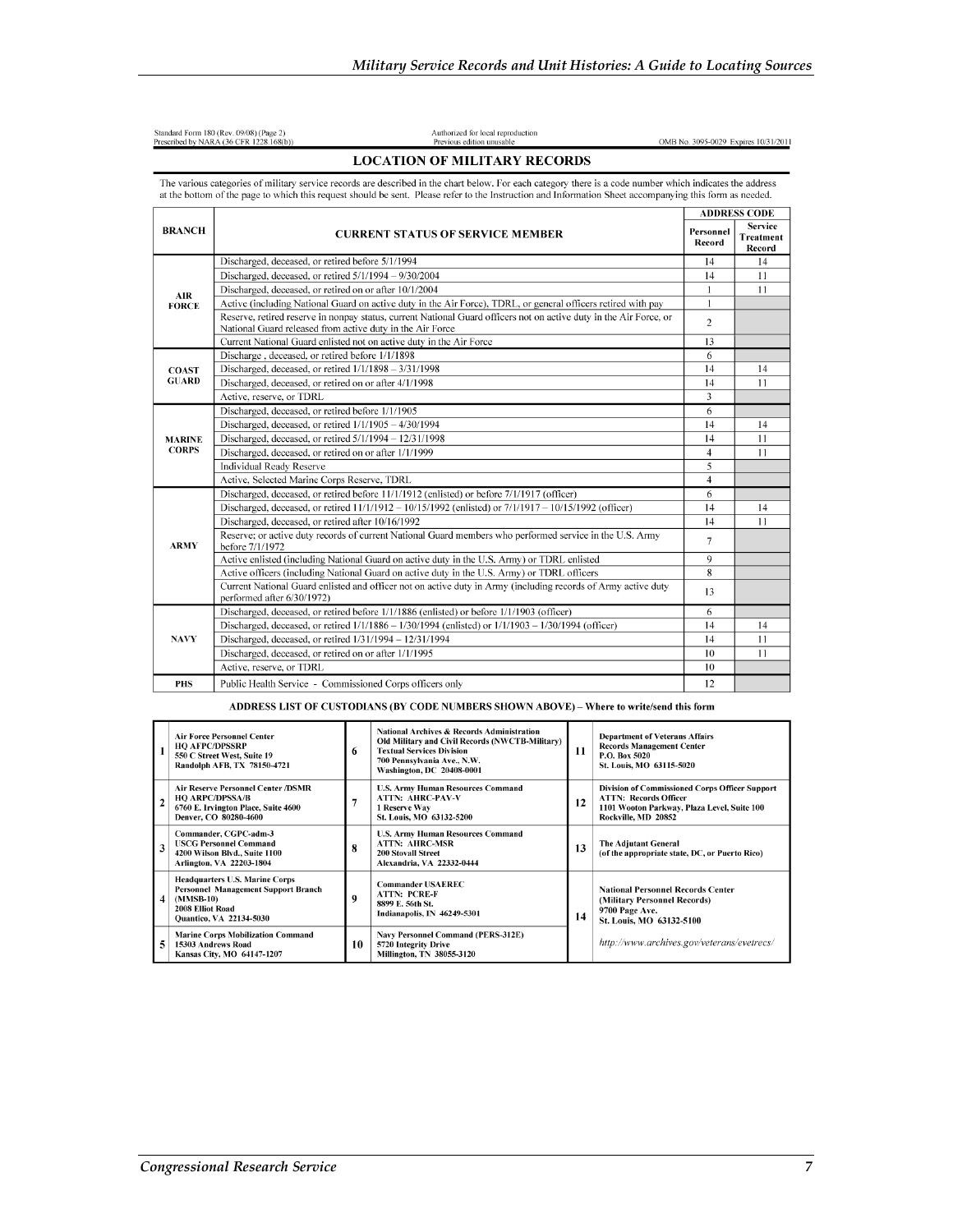Standard Form 180 (Rev. 09/08) (Page 2)
Prescribed by NARA (36 CFR 1228.168(b))

Authorized for local reproduction
Previous edition unusable

OMB No. 3095-0029 Expires 10/31/2011

## LOCATION OF MILITARY RECORDS

The various categories of military service records are described in the chart below. For each category there is a code number which indicates the address at the bottom of the page to which this request should be sent. Please refer to the Instruction and Information Sheet accompanying this form as needed.

| BRANCH | CURRENT STATUS OF SERVICE MEMBER | ADDRESS CODE | |
|---|---|---|---|
| | | Personnel Record | Service Treatment Record |
| AIR FORCE | Discharged, deceased, or retired before 5/1/1994 | 14 | 14 |
| | Discharged, deceased, or retired 5/1/1994 – 9/30/2004 | 14 | 11 |
| | Discharged, deceased, or retired on or after 10/1/2004 | 1 | 11 |
| | Active (including National Guard on active duty in the Air Force), TDRL, or general officers retired with pay | 1 | |
| | Reserve, retired reserve in nonpay status, current National Guard officers not on active duty in the Air Force, or National Guard released from active duty in the Air Force | 2 | |
| | Current National Guard enlisted not on active duty in the Air Force | 13 | |
| COAST GUARD | Discharge , deceased, or retired before 1/1/1898 | 6 | |
| | Discharged, deceased, or retired 1/1/1898 – 3/31/1998 | 14 | 14 |
| | Discharged, deceased, or retired on or after 4/1/1998 | 14 | 11 |
| | Active, reserve, or TDRL | 3 | |
| MARINE CORPS | Discharged, deceased, or retired before 1/1/1905 | 6 | |
| | Discharged, deceased, or retired 1/1/1905 – 4/30/1994 | 14 | 14 |
| | Discharged, deceased, or retired 5/1/1994 – 12/31/1998 | 14 | 11 |
| | Discharged, deceased, or retired on or after 1/1/1999 | 4 | 11 |
| | Individual Ready Reserve | 5 | |
| | Active, Selected Marine Corps Reserve, TDRL | 4 | |
| ARMY | Discharged, deceased, or retired before 11/1/1912 (enlisted) or before 7/1/1917 (officer) | 6 | |
| | Discharged, deceased, or retired 11/1/1912 – 10/15/1992 (enlisted) or 7/1/1917 – 10/15/1992 (officer) | 14 | 14 |
| | Discharged, deceased, or retired after 10/16/1992 | 14 | 11 |
| | Reserve; or active duty records of current National Guard members who performed service in the U.S. Army before 7/1/1972 | 7 | |
| | Active enlisted (including National Guard on active duty in the U.S. Army) or TDRL enlisted | 9 | |
| | Active officers (including National Guard on active duty in the U.S. Army) or TDRL officers | 8 | |
| | Current National Guard enlisted and officer not on active duty in Army (including records of Army active duty performed after 6/30/1972) | 13 | |
| NAVY | Discharged, deceased, or retired before 1/1/1886 (enlisted) or before 1/1/1903 (officer) | 6 | |
| | Discharged, deceased, or retired 1/1/1886 – 1/30/1994 (enlisted) or 1/1/1903 – 1/30/1994 (officer) | 14 | 14 |
| | Discharged, deceased, or retired 1/31/1994 – 12/31/1994 | 14 | 11 |
| | Discharged, deceased, or retired on or after 1/1/1995 | 10 | 11 |
| | Active, reserve, or TDRL | 10 | |
| PHS | Public Health Service - Commissioned Corps officers only | 12 | |

### ADDRESS LIST OF CUSTODIANS (BY CODE NUMBERS SHOWN ABOVE) – Where to write/send this form

| | | | | | |
|---|---|---|---|---|---|
| 1 | Air Force Personnel Center<br>HQ AFPC/DPSSRP<br>550 C Street West, Suite 19<br>Randolph AFB, TX 78150-4721 | 6 | National Archives & Records Administration<br>Old Military and Civil Records (NWCTB-Military)<br>Textual Services Division<br>700 Pennsylvania Ave., N.W.<br>Washington, DC 20408-0001 | 11 | Department of Veterans Affairs<br>Records Management Center<br>P.O. Box 5020<br>St. Louis, MO 63115-5020 |
| 2 | Air Reserve Personnel Center /DSMR<br>HQ ARPC/DPSSA/B<br>6760 E. Irvington Place, Suite 4600<br>Denver, CO 80280-4600 | 7 | U.S. Army Human Resources Command<br>ATTN: AHRC-PAV-V<br>1 Reserve Way<br>St. Louis, MO 63132-5200 | 12 | Division of Commissioned Corps Officer Support<br>ATTN: Records Officer<br>1101 Wooton Parkway, Plaza Level, Suite 100<br>Rockville, MD 20852 |
| 3 | Commander, CGPC-adm-3<br>USCG Personnel Command<br>4200 Wilson Blvd., Suite 1100<br>Arlington, VA 22203-1804 | 8 | U.S. Army Human Resources Command<br>ATTN: AHRC-MSR<br>200 Stovall Street<br>Alexandria, VA 22332-0444 | 13 | The Adjutant General<br>(of the appropriate state, DC, or Puerto Rico) |
| 4 | Headquarters U.S. Marine Corps<br>Personnel Management Support Branch<br>(MMSB-10)<br>2008 Elliot Road<br>Quantico, VA 22134-5030 | 9 | Commander USAEREC<br>ATTN: PCRE-F<br>8899 E. 56th St.<br>Indianapolis, IN 46249-5301 | 14 | National Personnel Records Center<br>(Military Personnel Records)<br>9700 Page Ave.<br>St. Louis, MO 63132-5100<br><br>*http://www.archives.gov/veterans/evetrecs/* |
| 5 | Marine Corps Mobilization Command<br>15303 Andrews Road<br>Kansas City, MO 64147-1207 | 10 | Navy Personnel Command (PERS-312E)<br>5720 Integrity Drive<br>Millington, TN 38055-3120 | | |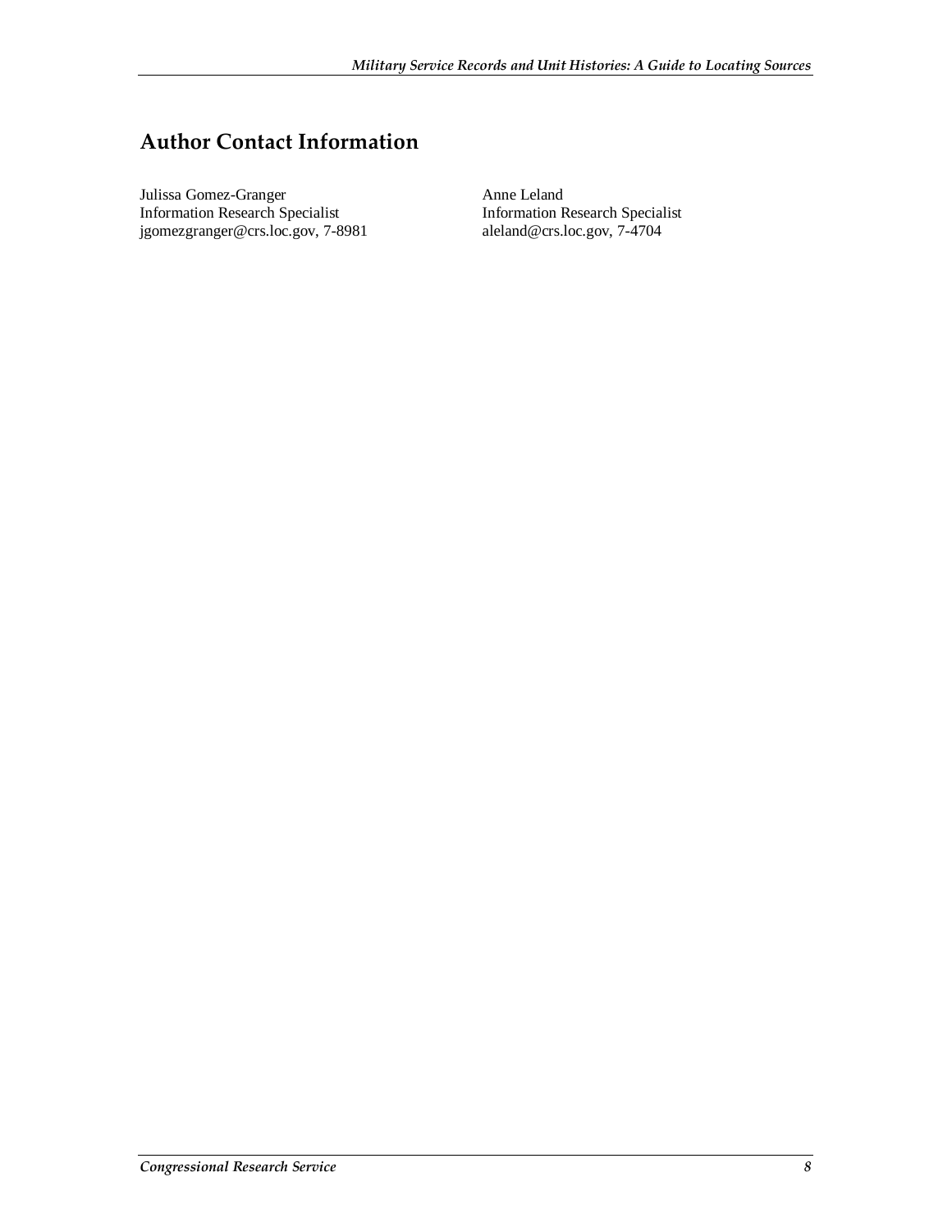## Author Contact Information

Julissa Gomez-Granger
Information Research Specialist
jgomezgranger@crs.loc.gov, 7-8981

Anne Leland
Information Research Specialist
aleland@crs.loc.gov, 7-4704